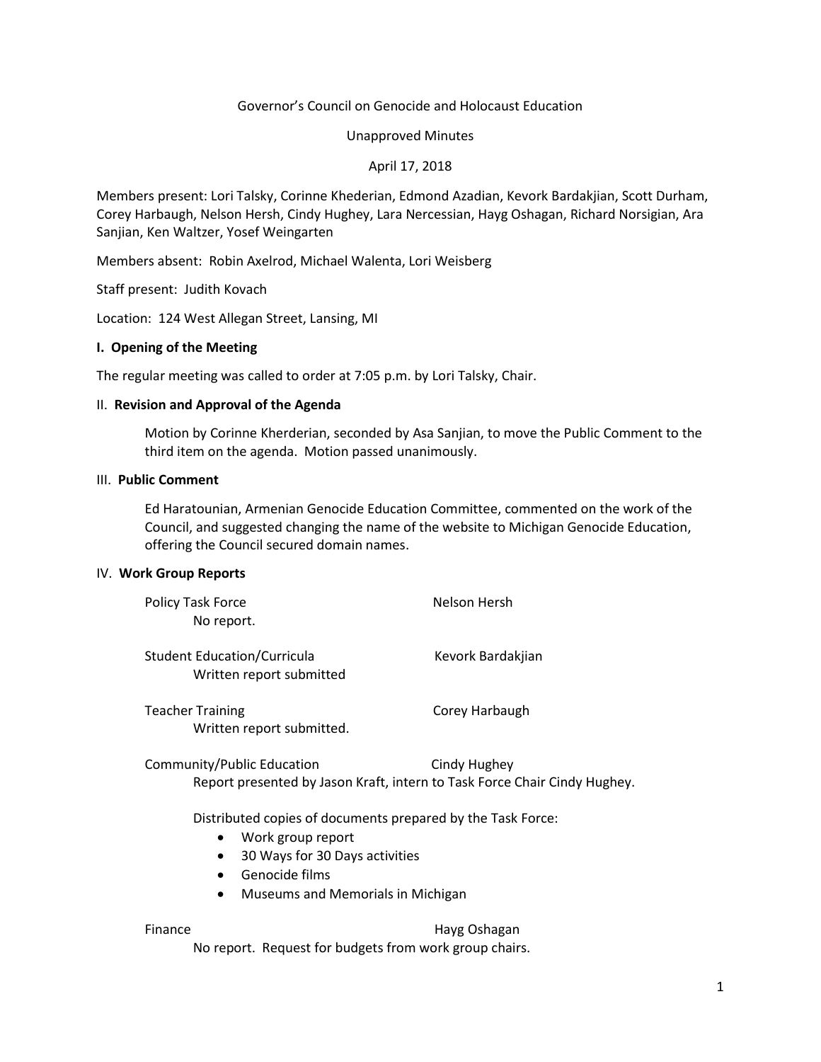Governor's Council on Genocide and Holocaust Education

Unapproved Minutes

April 17, 2018

Members present: Lori Talsky, Corinne Khederian, Edmond Azadian, Kevork Bardakjian, Scott Durham, Corey Harbaugh, Nelson Hersh, Cindy Hughey, Lara Nercessian, Hayg Oshagan, Richard Norsigian, Ara Sanjian, Ken Waltzer, Yosef Weingarten

Members absent: Robin Axelrod, Michael Walenta, Lori Weisberg

Staff present: Judith Kovach

Location: 124 West Allegan Street, Lansing, MI

## I. Opening of the Meeting

The regular meeting was called to order at 7:05 p.m. by Lori Talsky, Chair.

## II. Revision and Approval of the Agenda

Motion by Corinne Kherderian, seconded by Asa Sanjian, to move the Public Comment to the third item on the agenda. Motion passed unanimously.

## III. Public Comment

Ed Haratounian, Armenian Genocide Education Committee, commented on the work of the Council, and suggested changing the name of the website to Michigan Genocide Education, offering the Council secured domain names.

## IV. Work Group Reports

Policy Task Force — Nelson Hersh
No report.

Student Education/Curricula — Kevork Bardakjian
Written report submitted

Teacher Training — Corey Harbaugh
Written report submitted.

Community/Public Education — Cindy Hughey
Report presented by Jason Kraft, intern to Task Force Chair Cindy Hughey.

Distributed copies of documents prepared by the Task Force:

- Work group report
- 30 Ways for 30 Days activities
- Genocide films
- Museums and Memorials in Michigan

Finance — Hayg Oshagan
No report. Request for budgets from work group chairs.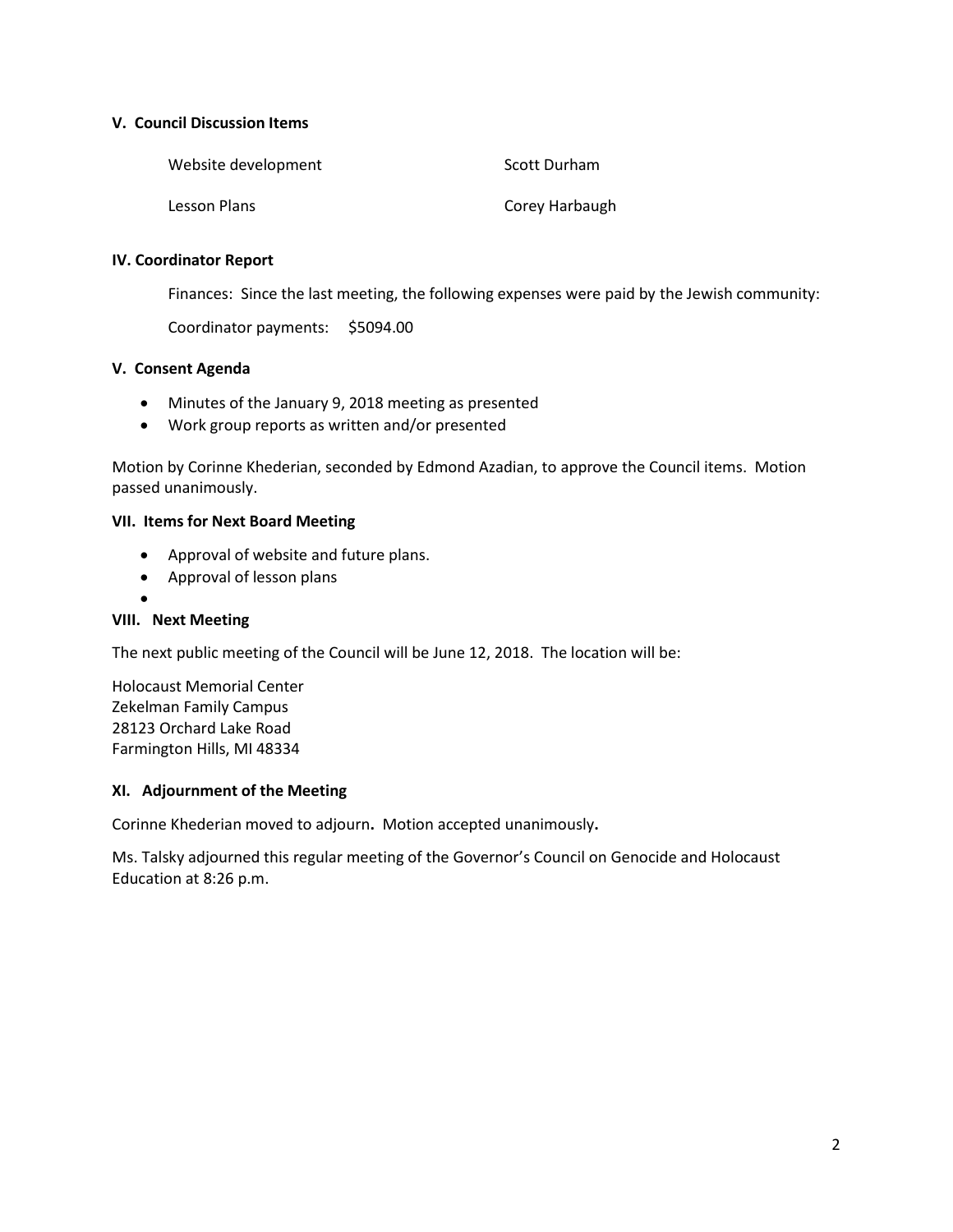**V. Council Discussion Items**

| | |
|---|---|
| Website development | Scott Durham |
| Lesson Plans | Corey Harbaugh |

**IV. Coordinator Report**

Finances: Since the last meeting, the following expenses were paid by the Jewish community:

Coordinator payments: $5094.00

**V. Consent Agenda**

- Minutes of the January 9, 2018 meeting as presented
- Work group reports as written and/or presented

Motion by Corinne Khederian, seconded by Edmond Azadian, to approve the Council items. Motion passed unanimously.

**VII. Items for Next Board Meeting**

- Approval of website and future plans.
- Approval of lesson plans
-

**VIII. Next Meeting**

The next public meeting of the Council will be June 12, 2018. The location will be:

Holocaust Memorial Center
Zekelman Family Campus
28123 Orchard Lake Road
Farmington Hills, MI 48334

**XI. Adjournment of the Meeting**

Corinne Khederian moved to adjourn**.** Motion accepted unanimously**.**

Ms. Talsky adjourned this regular meeting of the Governor's Council on Genocide and Holocaust Education at 8:26 p.m.